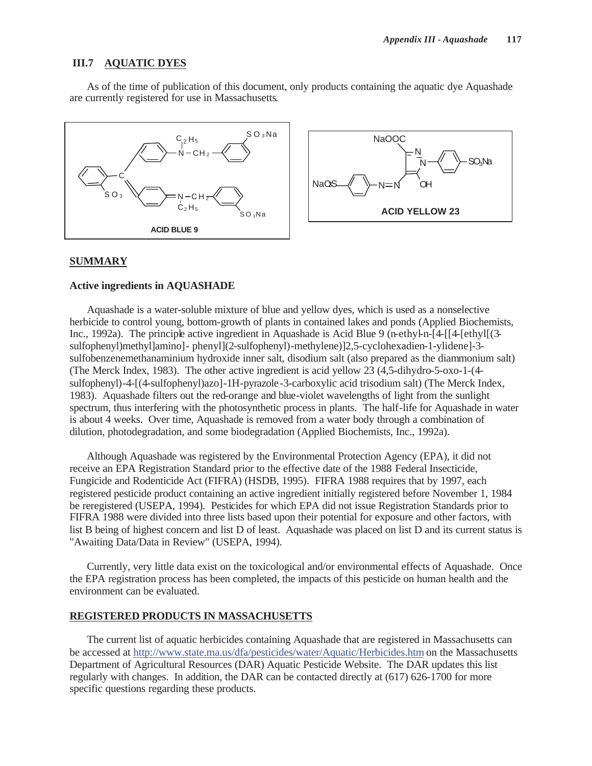### III.7 AQUATIC DYES

As of the time of publication of this document, only products containing the aquatic dye Aquashade are currently registered for use in Massachusetts.

ACID BLUE 9

ACID YELLOW 23

## SUMMARY

### Active ingredients in AQUASHADE

Aquashade is a water-soluble mixture of blue and yellow dyes, which is used as a nonselective herbicide to control young, bottom-growth of plants in contained lakes and ponds (Applied Biochemists, Inc., 1992a). The principle active ingredient in Aquashade is Acid Blue 9 (n-ethyl-n-[4-[[4-[ethyl[(3-sulfophenyl)methyl]amino]- phenyl](2-sulfophenyl)-methylene)]2,5-cyclohexadien-1-ylidene]-3-sulfobenzenemethanaminium hydroxide inner salt, disodium salt (also prepared as the diammonium salt) (The Merck Index, 1983). The other active ingredient is acid yellow 23 (4,5-dihydro-5-oxo-1-(4-sulfophenyl)-4-[(4-sulfophenyl)azo]-1H-pyrazole-3-carboxylic acid trisodium salt) (The Merck Index, 1983). Aquashade filters out the red-orange and blue-violet wavelengths of light from the sunlight spectrum, thus interfering with the photosynthetic process in plants. The half-life for Aquashade in water is about 4 weeks. Over time, Aquashade is removed from a water body through a combination of dilution, photodegradation, and some biodegradation (Applied Biochemists, Inc., 1992a).

Although Aquashade was registered by the Environmental Protection Agency (EPA), it did not receive an EPA Registration Standard prior to the effective date of the 1988 Federal Insecticide, Fungicide and Rodenticide Act (FIFRA) (HSDB, 1995). FIFRA 1988 requires that by 1997, each registered pesticide product containing an active ingredient initially registered before November 1, 1984 be reregistered (USEPA, 1994). Pesticides for which EPA did not issue Registration Standards prior to FIFRA 1988 were divided into three lists based upon their potential for exposure and other factors, with list B being of highest concern and list D of least. Aquashade was placed on list D and its current status is "Awaiting Data/Data in Review" (USEPA, 1994).

Currently, very little data exist on the toxicological and/or environmental effects of Aquashade. Once the EPA registration process has been completed, the impacts of this pesticide on human health and the environment can be evaluated.

## REGISTERED PRODUCTS IN MASSACHUSETTS

The current list of aquatic herbicides containing Aquashade that are registered in Massachusetts can be accessed at http://www.state.ma.us/dfa/pesticides/water/Aquatic/Herbicides.htm on the Massachusetts Department of Agricultural Resources (DAR) Aquatic Pesticide Website. The DAR updates this list regularly with changes. In addition, the DAR can be contacted directly at (617) 626-1700 for more specific questions regarding these products.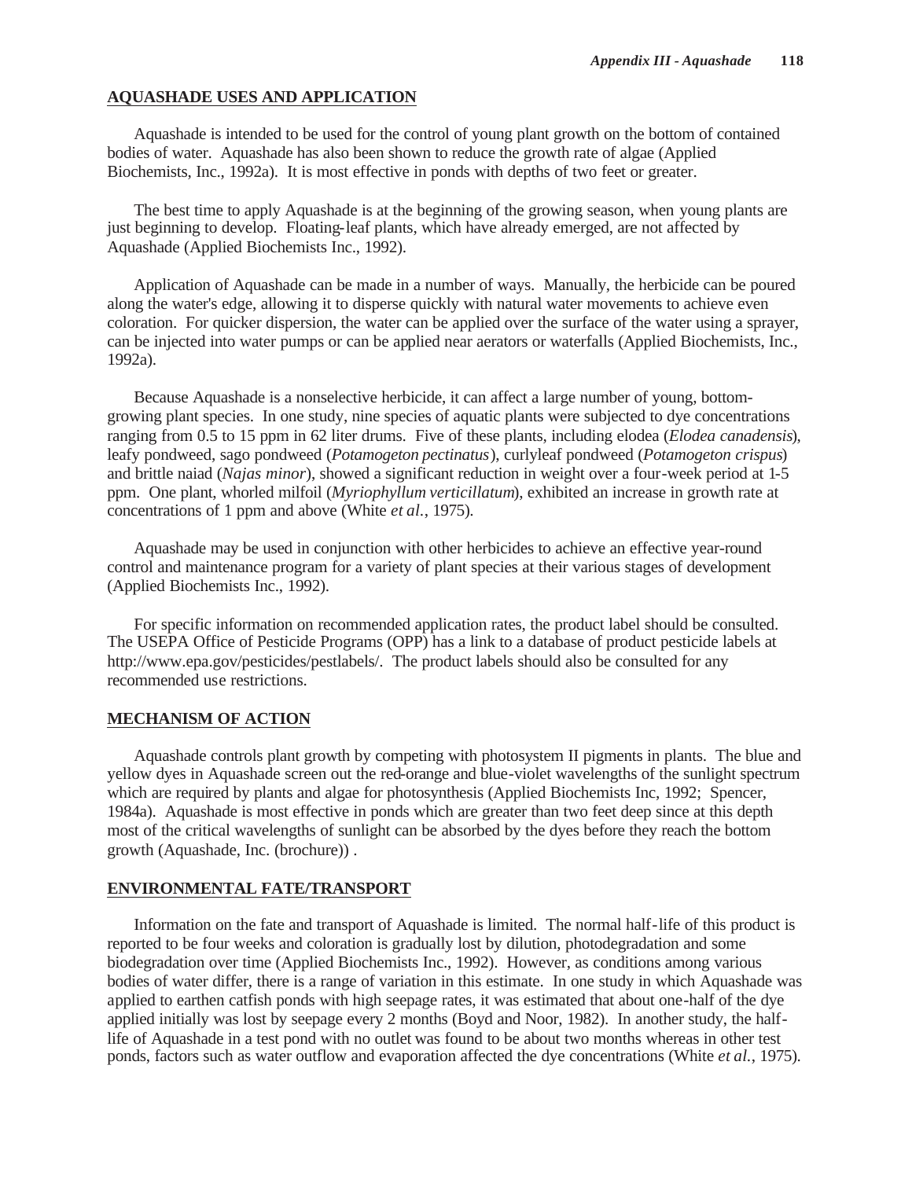## AQUASHADE USES AND APPLICATION

Aquashade is intended to be used for the control of young plant growth on the bottom of contained bodies of water. Aquashade has also been shown to reduce the growth rate of algae (Applied Biochemists, Inc., 1992a). It is most effective in ponds with depths of two feet or greater.

The best time to apply Aquashade is at the beginning of the growing season, when young plants are just beginning to develop. Floating-leaf plants, which have already emerged, are not affected by Aquashade (Applied Biochemists Inc., 1992).

Application of Aquashade can be made in a number of ways. Manually, the herbicide can be poured along the water's edge, allowing it to disperse quickly with natural water movements to achieve even coloration. For quicker dispersion, the water can be applied over the surface of the water using a sprayer, can be injected into water pumps or can be applied near aerators or waterfalls (Applied Biochemists, Inc., 1992a).

Because Aquashade is a nonselective herbicide, it can affect a large number of young, bottom-growing plant species. In one study, nine species of aquatic plants were subjected to dye concentrations ranging from 0.5 to 15 ppm in 62 liter drums. Five of these plants, including elodea (*Elodea canadensis*), leafy pondweed, sago pondweed (*Potamogeton pectinatus*), curlyleaf pondweed (*Potamogeton crispus*) and brittle naiad (*Najas minor*), showed a significant reduction in weight over a four-week period at 1-5 ppm. One plant, whorled milfoil (*Myriophyllum verticillatum*), exhibited an increase in growth rate at concentrations of 1 ppm and above (White *et al.*, 1975).

Aquashade may be used in conjunction with other herbicides to achieve an effective year-round control and maintenance program for a variety of plant species at their various stages of development (Applied Biochemists Inc., 1992).

For specific information on recommended application rates, the product label should be consulted. The USEPA Office of Pesticide Programs (OPP) has a link to a database of product pesticide labels at http://www.epa.gov/pesticides/pestlabels/. The product labels should also be consulted for any recommended use restrictions.

## MECHANISM OF ACTION

Aquashade controls plant growth by competing with photosystem II pigments in plants. The blue and yellow dyes in Aquashade screen out the red-orange and blue-violet wavelengths of the sunlight spectrum which are required by plants and algae for photosynthesis (Applied Biochemists Inc, 1992; Spencer, 1984a). Aquashade is most effective in ponds which are greater than two feet deep since at this depth most of the critical wavelengths of sunlight can be absorbed by the dyes before they reach the bottom growth (Aquashade, Inc. (brochure)) .

## ENVIRONMENTAL FATE/TRANSPORT

Information on the fate and transport of Aquashade is limited. The normal half-life of this product is reported to be four weeks and coloration is gradually lost by dilution, photodegradation and some biodegradation over time (Applied Biochemists Inc., 1992). However, as conditions among various bodies of water differ, there is a range of variation in this estimate. In one study in which Aquashade was applied to earthen catfish ponds with high seepage rates, it was estimated that about one-half of the dye applied initially was lost by seepage every 2 months (Boyd and Noor, 1982). In another study, the half-life of Aquashade in a test pond with no outlet was found to be about two months whereas in other test ponds, factors such as water outflow and evaporation affected the dye concentrations (White *et al.*, 1975).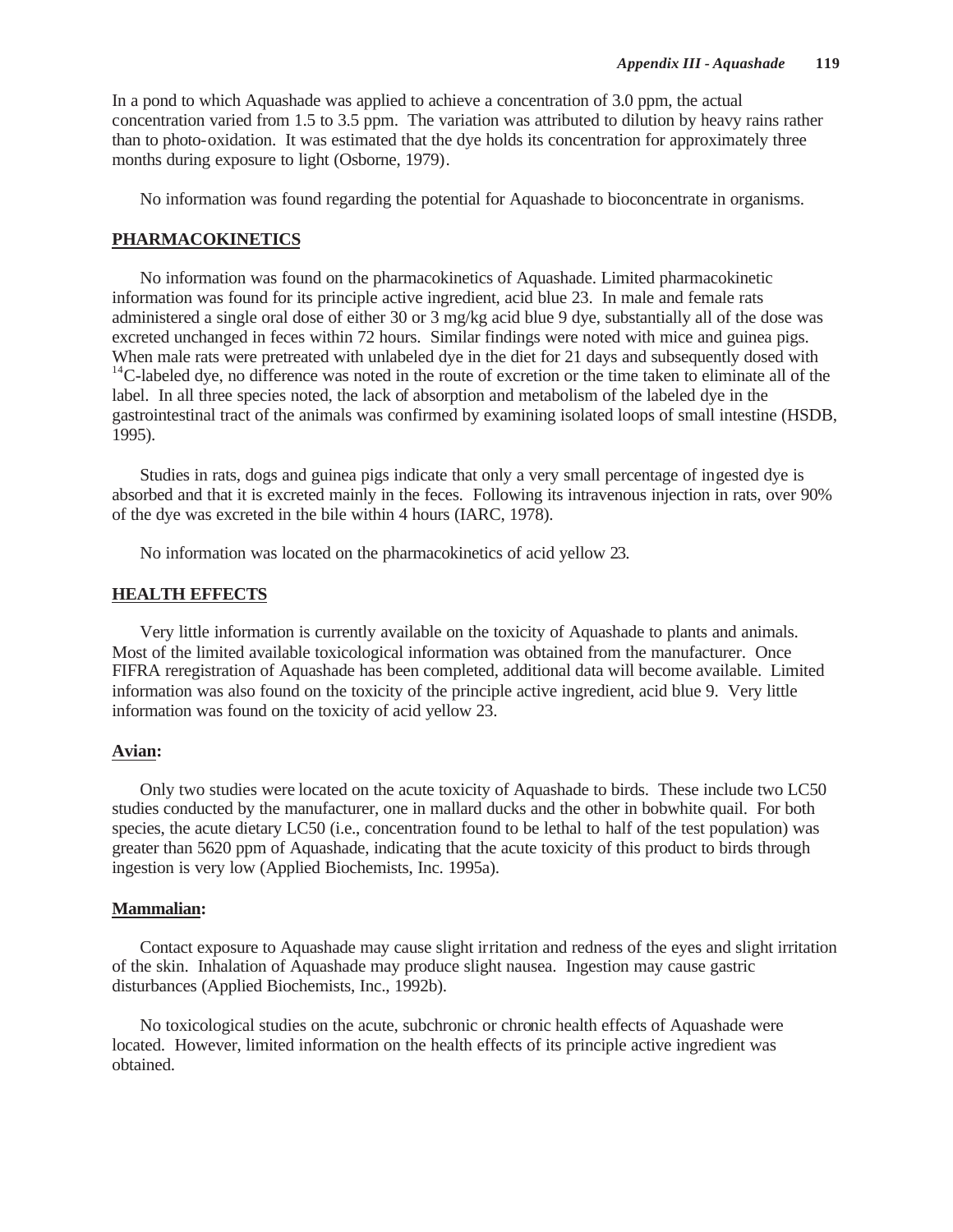In a pond to which Aquashade was applied to achieve a concentration of 3.0 ppm, the actual concentration varied from 1.5 to 3.5 ppm. The variation was attributed to dilution by heavy rains rather than to photo-oxidation. It was estimated that the dye holds its concentration for approximately three months during exposure to light (Osborne, 1979).

No information was found regarding the potential for Aquashade to bioconcentrate in organisms.

## PHARMACOKINETICS

No information was found on the pharmacokinetics of Aquashade. Limited pharmacokinetic information was found for its principle active ingredient, acid blue 23. In male and female rats administered a single oral dose of either 30 or 3 mg/kg acid blue 9 dye, substantially all of the dose was excreted unchanged in feces within 72 hours. Similar findings were noted with mice and guinea pigs. When male rats were pretreated with unlabeled dye in the diet for 21 days and subsequently dosed with $^{14}C$-labeled dye, no difference was noted in the route of excretion or the time taken to eliminate all of the label. In all three species noted, the lack of absorption and metabolism of the labeled dye in the gastrointestinal tract of the animals was confirmed by examining isolated loops of small intestine (HSDB, 1995).

Studies in rats, dogs and guinea pigs indicate that only a very small percentage of ingested dye is absorbed and that it is excreted mainly in the feces. Following its intravenous injection in rats, over 90% of the dye was excreted in the bile within 4 hours (IARC, 1978).

No information was located on the pharmacokinetics of acid yellow 23.

## HEALTH EFFECTS

Very little information is currently available on the toxicity of Aquashade to plants and animals. Most of the limited available toxicological information was obtained from the manufacturer. Once FIFRA reregistration of Aquashade has been completed, additional data will become available. Limited information was also found on the toxicity of the principle active ingredient, acid blue 9. Very little information was found on the toxicity of acid yellow 23.

### Avian:

Only two studies were located on the acute toxicity of Aquashade to birds. These include two LC50 studies conducted by the manufacturer, one in mallard ducks and the other in bobwhite quail. For both species, the acute dietary LC50 (i.e., concentration found to be lethal to half of the test population) was greater than 5620 ppm of Aquashade, indicating that the acute toxicity of this product to birds through ingestion is very low (Applied Biochemists, Inc. 1995a).

### Mammalian:

Contact exposure to Aquashade may cause slight irritation and redness of the eyes and slight irritation of the skin. Inhalation of Aquashade may produce slight nausea. Ingestion may cause gastric disturbances (Applied Biochemists, Inc., 1992b).

No toxicological studies on the acute, subchronic or chronic health effects of Aquashade were located. However, limited information on the health effects of its principle active ingredient was obtained.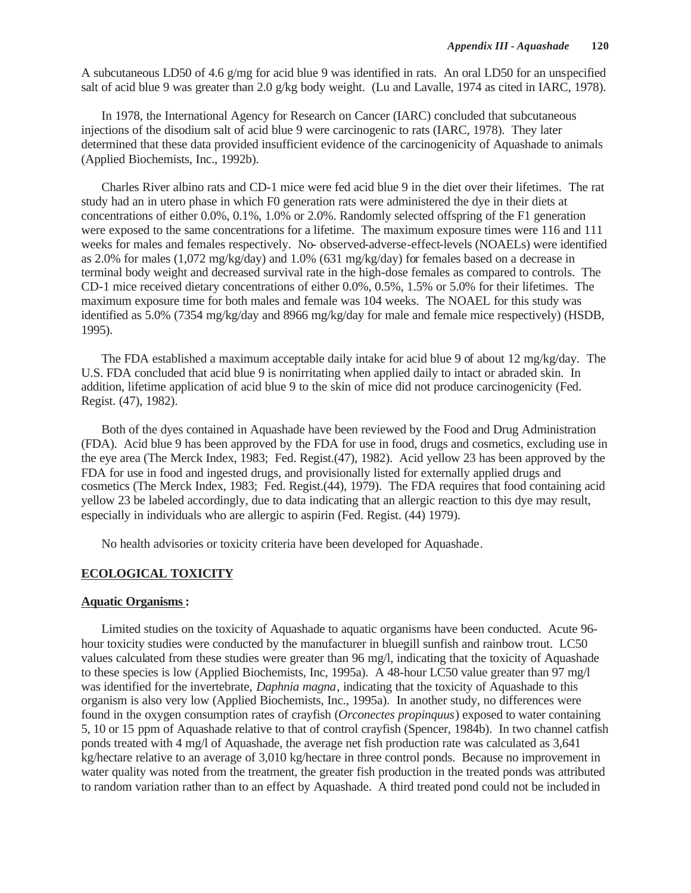A subcutaneous LD50 of 4.6 g/mg for acid blue 9 was identified in rats. An oral LD50 for an unspecified salt of acid blue 9 was greater than 2.0 g/kg body weight. (Lu and Lavalle, 1974 as cited in IARC, 1978).

In 1978, the International Agency for Research on Cancer (IARC) concluded that subcutaneous injections of the disodium salt of acid blue 9 were carcinogenic to rats (IARC, 1978). They later determined that these data provided insufficient evidence of the carcinogenicity of Aquashade to animals (Applied Biochemists, Inc., 1992b).

Charles River albino rats and CD-1 mice were fed acid blue 9 in the diet over their lifetimes. The rat study had an in utero phase in which F0 generation rats were administered the dye in their diets at concentrations of either 0.0%, 0.1%, 1.0% or 2.0%. Randomly selected offspring of the F1 generation were exposed to the same concentrations for a lifetime. The maximum exposure times were 116 and 111 weeks for males and females respectively. No- observed-adverse-effect-levels (NOAELs) were identified as 2.0% for males (1,072 mg/kg/day) and 1.0% (631 mg/kg/day) for females based on a decrease in terminal body weight and decreased survival rate in the high-dose females as compared to controls. The CD-1 mice received dietary concentrations of either 0.0%, 0.5%, 1.5% or 5.0% for their lifetimes. The maximum exposure time for both males and female was 104 weeks. The NOAEL for this study was identified as 5.0% (7354 mg/kg/day and 8966 mg/kg/day for male and female mice respectively) (HSDB, 1995).

The FDA established a maximum acceptable daily intake for acid blue 9 of about 12 mg/kg/day. The U.S. FDA concluded that acid blue 9 is nonirritating when applied daily to intact or abraded skin. In addition, lifetime application of acid blue 9 to the skin of mice did not produce carcinogenicity (Fed. Regist. (47), 1982).

Both of the dyes contained in Aquashade have been reviewed by the Food and Drug Administration (FDA). Acid blue 9 has been approved by the FDA for use in food, drugs and cosmetics, excluding use in the eye area (The Merck Index, 1983; Fed. Regist.(47), 1982). Acid yellow 23 has been approved by the FDA for use in food and ingested drugs, and provisionally listed for externally applied drugs and cosmetics (The Merck Index, 1983; Fed. Regist.(44), 1979). The FDA requires that food containing acid yellow 23 be labeled accordingly, due to data indicating that an allergic reaction to this dye may result, especially in individuals who are allergic to aspirin (Fed. Regist. (44) 1979).

No health advisories or toxicity criteria have been developed for Aquashade.

## ECOLOGICAL TOXICITY

### Aquatic Organisms:

Limited studies on the toxicity of Aquashade to aquatic organisms have been conducted. Acute 96-hour toxicity studies were conducted by the manufacturer in bluegill sunfish and rainbow trout. LC50 values calculated from these studies were greater than 96 mg/l, indicating that the toxicity of Aquashade to these species is low (Applied Biochemists, Inc, 1995a). A 48-hour LC50 value greater than 97 mg/l was identified for the invertebrate, *Daphnia magna*, indicating that the toxicity of Aquashade to this organism is also very low (Applied Biochemists, Inc., 1995a). In another study, no differences were found in the oxygen consumption rates of crayfish (*Orconectes propinquus*) exposed to water containing 5, 10 or 15 ppm of Aquashade relative to that of control crayfish (Spencer, 1984b). In two channel catfish ponds treated with 4 mg/l of Aquashade, the average net fish production rate was calculated as 3,641 kg/hectare relative to an average of 3,010 kg/hectare in three control ponds. Because no improvement in water quality was noted from the treatment, the greater fish production in the treated ponds was attributed to random variation rather than to an effect by Aquashade. A third treated pond could not be included in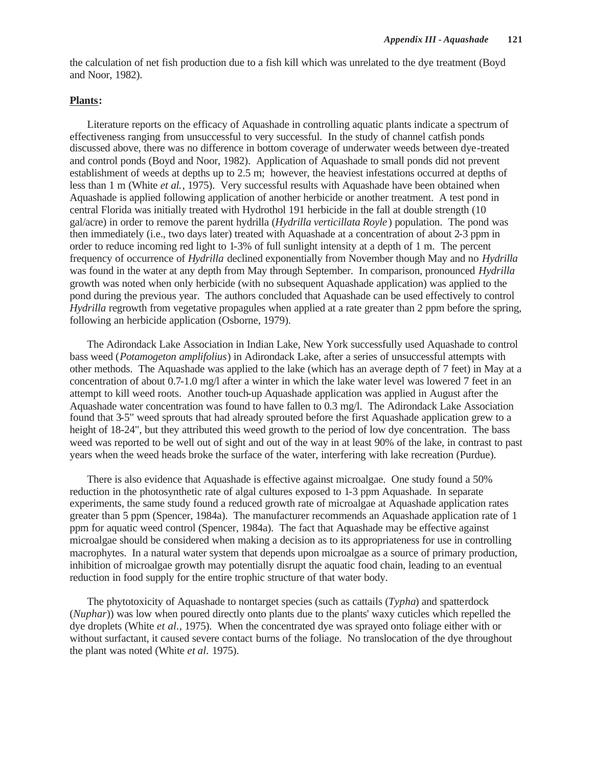the calculation of net fish production due to a fish kill which was unrelated to the dye treatment (Boyd and Noor, 1982).

**Plants:**

Literature reports on the efficacy of Aquashade in controlling aquatic plants indicate a spectrum of effectiveness ranging from unsuccessful to very successful. In the study of channel catfish ponds discussed above, there was no difference in bottom coverage of underwater weeds between dye-treated and control ponds (Boyd and Noor, 1982). Application of Aquashade to small ponds did not prevent establishment of weeds at depths up to 2.5 m; however, the heaviest infestations occurred at depths of less than 1 m (White *et al.*, 1975). Very successful results with Aquashade have been obtained when Aquashade is applied following application of another herbicide or another treatment. A test pond in central Florida was initially treated with Hydrothol 191 herbicide in the fall at double strength (10 gal/acre) in order to remove the parent hydrilla (*Hydrilla verticillata Royle*) population. The pond was then immediately (i.e., two days later) treated with Aquashade at a concentration of about 2-3 ppm in order to reduce incoming red light to 1-3% of full sunlight intensity at a depth of 1 m. The percent frequency of occurrence of *Hydrilla* declined exponentially from November though May and no *Hydrilla* was found in the water at any depth from May through September. In comparison, pronounced *Hydrilla* growth was noted when only herbicide (with no subsequent Aquashade application) was applied to the pond during the previous year. The authors concluded that Aquashade can be used effectively to control *Hydrilla* regrowth from vegetative propagules when applied at a rate greater than 2 ppm before the spring, following an herbicide application (Osborne, 1979).

The Adirondack Lake Association in Indian Lake, New York successfully used Aquashade to control bass weed (*Potamogeton amplifolius*) in Adirondack Lake, after a series of unsuccessful attempts with other methods. The Aquashade was applied to the lake (which has an average depth of 7 feet) in May at a concentration of about 0.7-1.0 mg/l after a winter in which the lake water level was lowered 7 feet in an attempt to kill weed roots. Another touch-up Aquashade application was applied in August after the Aquashade water concentration was found to have fallen to 0.3 mg/l. The Adirondack Lake Association found that 3-5" weed sprouts that had already sprouted before the first Aquashade application grew to a height of 18-24", but they attributed this weed growth to the period of low dye concentration. The bass weed was reported to be well out of sight and out of the way in at least 90% of the lake, in contrast to past years when the weed heads broke the surface of the water, interfering with lake recreation (Purdue).

There is also evidence that Aquashade is effective against microalgae. One study found a 50% reduction in the photosynthetic rate of algal cultures exposed to 1-3 ppm Aquashade. In separate experiments, the same study found a reduced growth rate of microalgae at Aquashade application rates greater than 5 ppm (Spencer, 1984a). The manufacturer recommends an Aquashade application rate of 1 ppm for aquatic weed control (Spencer, 1984a). The fact that Aquashade may be effective against microalgae should be considered when making a decision as to its appropriateness for use in controlling macrophytes. In a natural water system that depends upon microalgae as a source of primary production, inhibition of microalgae growth may potentially disrupt the aquatic food chain, leading to an eventual reduction in food supply for the entire trophic structure of that water body.

The phytotoxicity of Aquashade to nontarget species (such as cattails (*Typha*) and spatterdock (*Nuphar*)) was low when poured directly onto plants due to the plants' waxy cuticles which repelled the dye droplets (White *et al.*, 1975). When the concentrated dye was sprayed onto foliage either with or without surfactant, it caused severe contact burns of the foliage. No translocation of the dye throughout the plant was noted (White *et al.* 1975).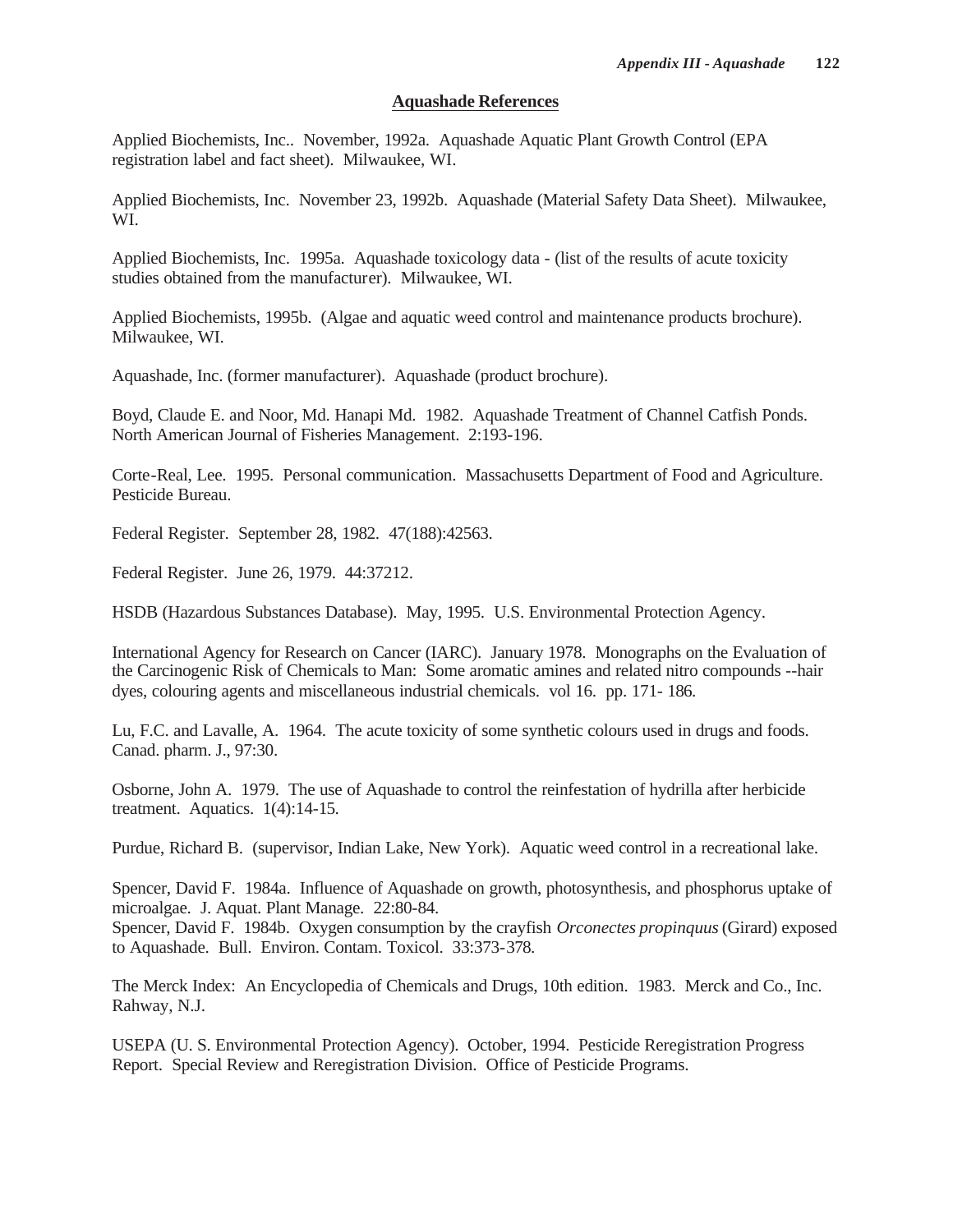## Aquashade References

Applied Biochemists, Inc.. November, 1992a. Aquashade Aquatic Plant Growth Control (EPA registration label and fact sheet). Milwaukee, WI.

Applied Biochemists, Inc. November 23, 1992b. Aquashade (Material Safety Data Sheet). Milwaukee, WI.

Applied Biochemists, Inc. 1995a. Aquashade toxicology data - (list of the results of acute toxicity studies obtained from the manufacturer). Milwaukee, WI.

Applied Biochemists, 1995b. (Algae and aquatic weed control and maintenance products brochure). Milwaukee, WI.

Aquashade, Inc. (former manufacturer). Aquashade (product brochure).

Boyd, Claude E. and Noor, Md. Hanapi Md. 1982. Aquashade Treatment of Channel Catfish Ponds. North American Journal of Fisheries Management. 2:193-196.

Corte-Real, Lee. 1995. Personal communication. Massachusetts Department of Food and Agriculture. Pesticide Bureau.

Federal Register. September 28, 1982. 47(188):42563.

Federal Register. June 26, 1979. 44:37212.

HSDB (Hazardous Substances Database). May, 1995. U.S. Environmental Protection Agency.

International Agency for Research on Cancer (IARC). January 1978. Monographs on the Evaluation of the Carcinogenic Risk of Chemicals to Man: Some aromatic amines and related nitro compounds --hair dyes, colouring agents and miscellaneous industrial chemicals. vol 16. pp. 171- 186.

Lu, F.C. and Lavalle, A. 1964. The acute toxicity of some synthetic colours used in drugs and foods. Canad. pharm. J., 97:30.

Osborne, John A. 1979. The use of Aquashade to control the reinfestation of hydrilla after herbicide treatment. Aquatics. 1(4):14-15.

Purdue, Richard B. (supervisor, Indian Lake, New York). Aquatic weed control in a recreational lake.

Spencer, David F. 1984a. Influence of Aquashade on growth, photosynthesis, and phosphorus uptake of microalgae. J. Aquat. Plant Manage. 22:80-84.

Spencer, David F. 1984b. Oxygen consumption by the crayfish *Orconectes propinquus* (Girard) exposed to Aquashade. Bull. Environ. Contam. Toxicol. 33:373-378.

The Merck Index: An Encyclopedia of Chemicals and Drugs, 10th edition. 1983. Merck and Co., Inc. Rahway, N.J.

USEPA (U. S. Environmental Protection Agency). October, 1994. Pesticide Reregistration Progress Report. Special Review and Reregistration Division. Office of Pesticide Programs.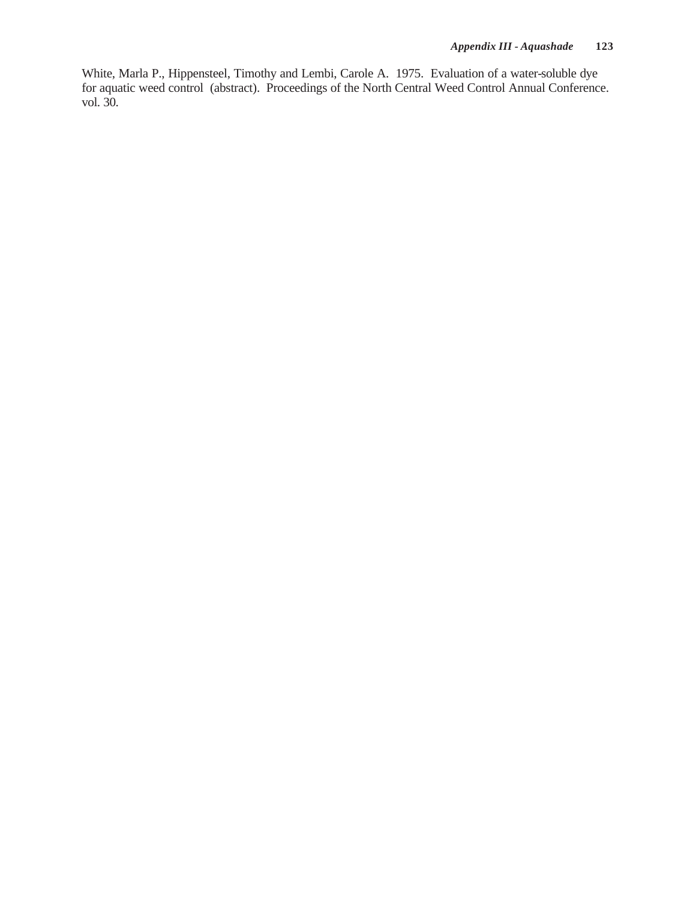White, Marla P., Hippensteel, Timothy and Lembi, Carole A. 1975. Evaluation of a water-soluble dye for aquatic weed control (abstract). Proceedings of the North Central Weed Control Annual Conference. vol. 30.